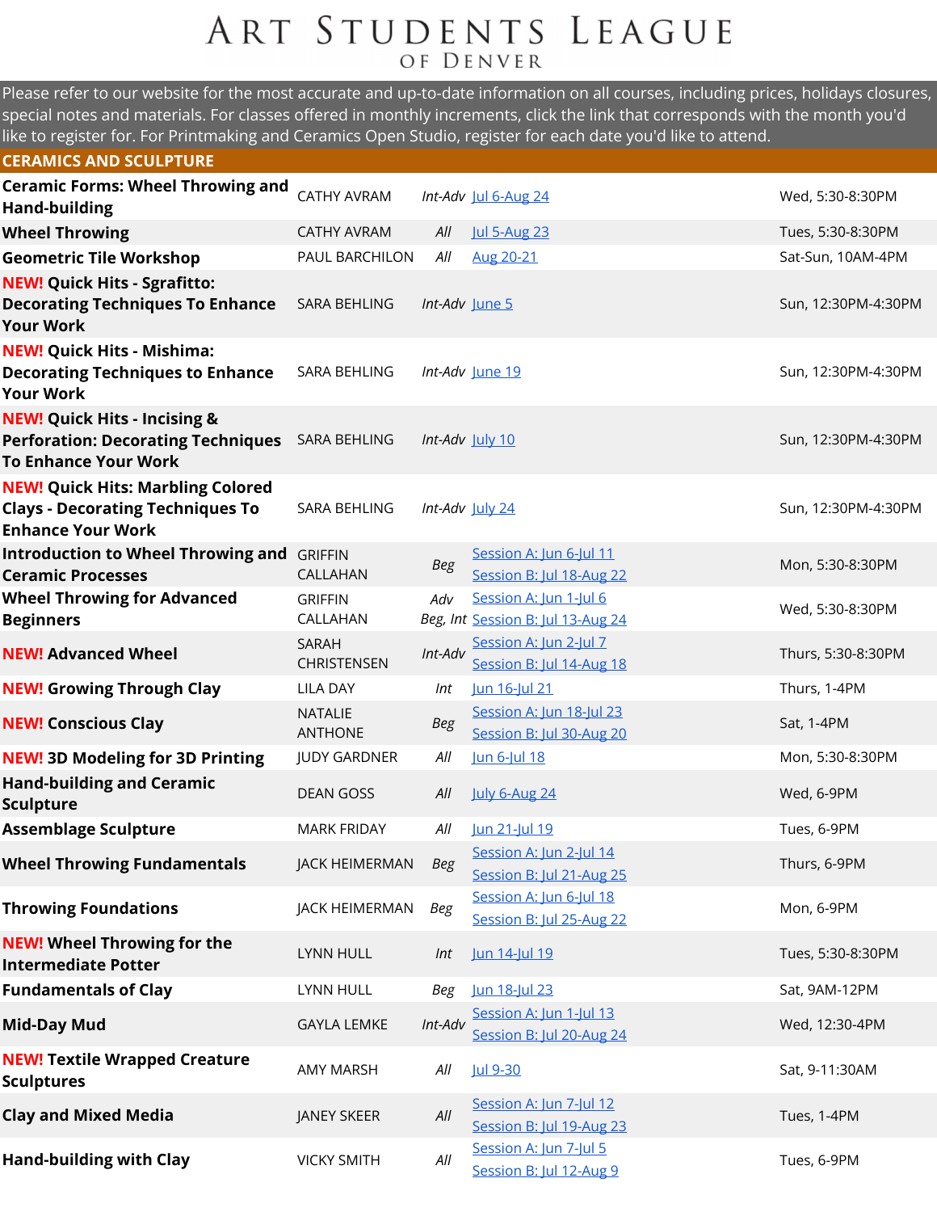# ART STUDENTS LEAGUE OF DENVER

Please refer to our website for the most accurate and up-to-date information on all courses, including prices, holidays closures, special notes and materials. For classes offered in monthly increments, click the link that corresponds with the month you'd like to register for. For Printmaking and Ceramics Open Studio, register for each date you'd like to attend.

## CERAMICS AND SCULPTURE

| Course | Instructor | Level | Dates | Time |
|---|---|---|---|---|
| **Ceramic Forms: Wheel Throwing and Hand-building** | CATHY AVRAM | *Int-Adv* | Jul 6-Aug 24 | Wed, 5:30-8:30PM |
| **Wheel Throwing** | CATHY AVRAM | *All* | Jul 5-Aug 23 | Tues, 5:30-8:30PM |
| **Geometric Tile Workshop** | PAUL BARCHILON | *All* | Aug 20-21 | Sat-Sun, 10AM-4PM |
| **NEW! Quick Hits - Sgrafitto: Decorating Techniques To Enhance Your Work** | SARA BEHLING | *Int-Adv* | June 5 | Sun, 12:30PM-4:30PM |
| **NEW! Quick Hits - Mishima: Decorating Techniques to Enhance Your Work** | SARA BEHLING | *Int-Adv* | June 19 | Sun, 12:30PM-4:30PM |
| **NEW! Quick Hits - Incising & Perforation: Decorating Techniques To Enhance Your Work** | SARA BEHLING | *Int-Adv* | July 10 | Sun, 12:30PM-4:30PM |
| **NEW! Quick Hits: Marbling Colored Clays - Decorating Techniques To Enhance Your Work** | SARA BEHLING | *Int-Adv* | July 24 | Sun, 12:30PM-4:30PM |
| **Introduction to Wheel Throwing and Ceramic Processes** | GRIFFIN CALLAHAN | *Beg* | Session A: Jun 6-Jul 11<br>Session B: Jul 18-Aug 22 | Mon, 5:30-8:30PM |
| **Wheel Throwing for Advanced Beginners** | GRIFFIN CALLAHAN | *Adv Beg, Int* | Session A: Jun 1-Jul 6<br>Session B: Jul 13-Aug 24 | Wed, 5:30-8:30PM |
| **NEW! Advanced Wheel** | SARAH CHRISTENSEN | *Int-Adv* | Session A: Jun 2-Jul 7<br>Session B: Jul 14-Aug 18 | Thurs, 5:30-8:30PM |
| **NEW! Growing Through Clay** | LILA DAY | *Int* | Jun 16-Jul 21 | Thurs, 1-4PM |
| **NEW! Conscious Clay** | NATALIE ANTHONE | *Beg* | Session A: Jun 18-Jul 23<br>Session B: Jul 30-Aug 20 | Sat, 1-4PM |
| **NEW! 3D Modeling for 3D Printing** | JUDY GARDNER | *All* | Jun 6-Jul 18 | Mon, 5:30-8:30PM |
| **Hand-building and Ceramic Sculpture** | DEAN GOSS | *All* | July 6-Aug 24 | Wed, 6-9PM |
| **Assemblage Sculpture** | MARK FRIDAY | *All* | Jun 21-Jul 19 | Tues, 6-9PM |
| **Wheel Throwing Fundamentals** | JACK HEIMERMAN | *Beg* | Session A: Jun 2-Jul 14<br>Session B: Jul 21-Aug 25 | Thurs, 6-9PM |
| **Throwing Foundations** | JACK HEIMERMAN | *Beg* | Session A: Jun 6-Jul 18<br>Session B: Jul 25-Aug 22 | Mon, 6-9PM |
| **NEW! Wheel Throwing for the Intermediate Potter** | LYNN HULL | *Int* | Jun 14-Jul 19 | Tues, 5:30-8:30PM |
| **Fundamentals of Clay** | LYNN HULL | *Beg* | Jun 18-Jul 23 | Sat, 9AM-12PM |
| **Mid-Day Mud** | GAYLA LEMKE | *Int-Adv* | Session A: Jun 1-Jul 13<br>Session B: Jul 20-Aug 24 | Wed, 12:30-4PM |
| **NEW! Textile Wrapped Creature Sculptures** | AMY MARSH | *All* | Jul 9-30 | Sat, 9-11:30AM |
| **Clay and Mixed Media** | JANEY SKEER | *All* | Session A: Jun 7-Jul 12<br>Session B: Jul 19-Aug 23 | Tues, 1-4PM |
| **Hand-building with Clay** | VICKY SMITH | *All* | Session A: Jun 7-Jul 5<br>Session B: Jul 12-Aug 9 | Tues, 6-9PM |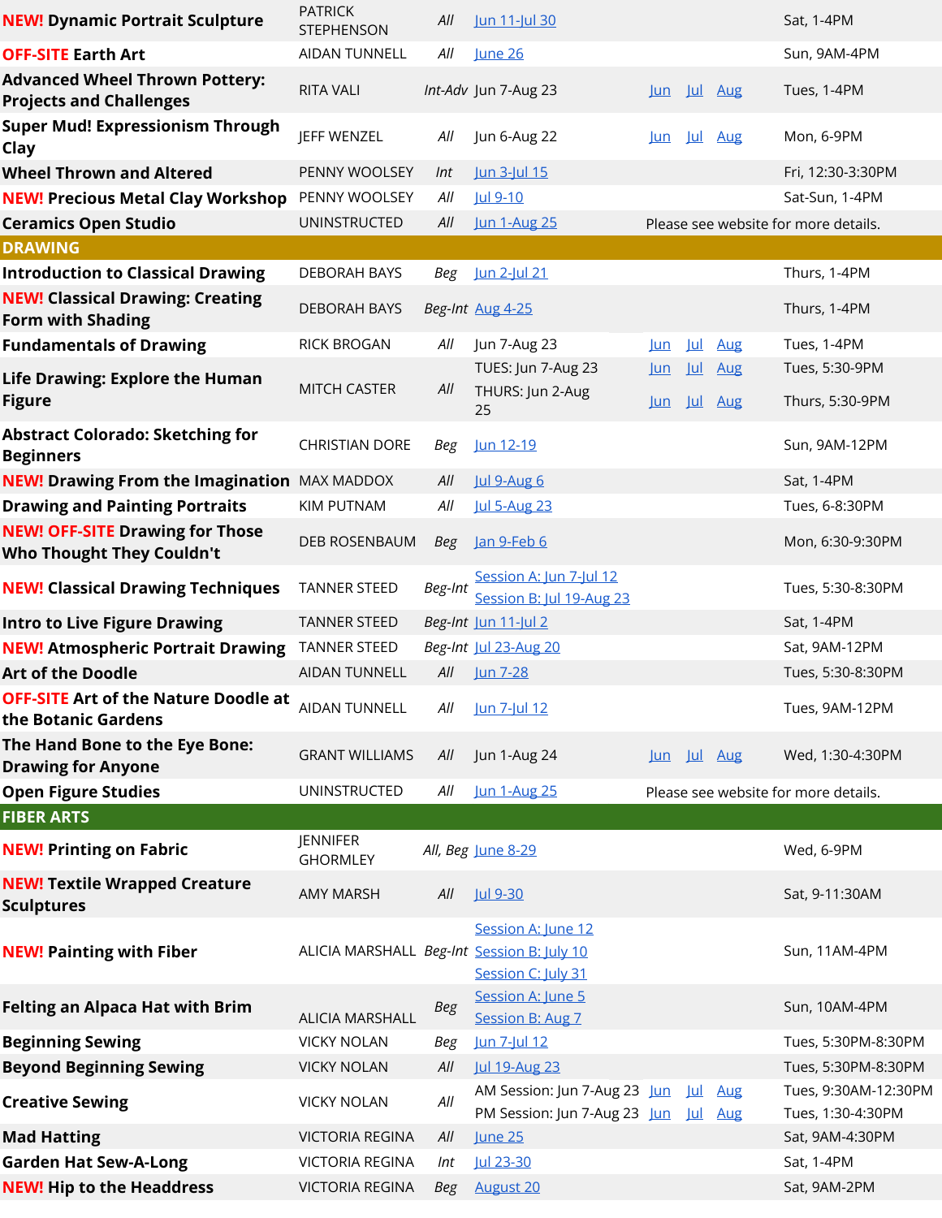| Course | Instructor | Level | Dates | | | | Schedule |
|---|---|---|---|---|---|---|---|
| **NEW! Dynamic Portrait Sculpture** | PATRICK STEPHENSON | *All* | Jun 11-Jul 30 | | | | Sat, 1-4PM |
| **OFF-SITE Earth Art** | AIDAN TUNNELL | *All* | June 26 | | | | Sun, 9AM-4PM |
| **Advanced Wheel Thrown Pottery: Projects and Challenges** | RITA VALI | *Int-Adv* | Jun 7-Aug 23 | Jun | Jul | Aug | Tues, 1-4PM |
| **Super Mud! Expressionism Through Clay** | JEFF WENZEL | *All* | Jun 6-Aug 22 | Jun | Jul | Aug | Mon, 6-9PM |
| **Wheel Thrown and Altered** | PENNY WOOLSEY | *Int* | Jun 3-Jul 15 | | | | Fri, 12:30-3:30PM |
| **NEW! Precious Metal Clay Workshop** | PENNY WOOLSEY | *All* | Jul 9-10 | | | | Sat-Sun, 1-4PM |
| **Ceramics Open Studio** | UNINSTRUCTED | *All* | Jun 1-Aug 25 | Please see website for more details. | | | |
| **DRAWING** | | | | | | | |
| **Introduction to Classical Drawing** | DEBORAH BAYS | *Beg* | Jun 2-Jul 21 | | | | Thurs, 1-4PM |
| **NEW! Classical Drawing: Creating Form with Shading** | DEBORAH BAYS | *Beg-Int* | Aug 4-25 | | | | Thurs, 1-4PM |
| **Fundamentals of Drawing** | RICK BROGAN | *All* | Jun 7-Aug 23 | Jun | Jul | Aug | Tues, 1-4PM |
| **Life Drawing: Explore the Human Figure** | MITCH CASTER | *All* | TUES: Jun 7-Aug 23 | Jun | Jul | Aug | Tues, 5:30-9PM |
| | | | THURS: Jun 2-Aug 25 | Jun | Jul | Aug | Thurs, 5:30-9PM |
| **Abstract Colorado: Sketching for Beginners** | CHRISTIAN DORE | *Beg* | Jun 12-19 | | | | Sun, 9AM-12PM |
| **NEW! Drawing From the Imagination** | MAX MADDOX | *All* | Jul 9-Aug 6 | | | | Sat, 1-4PM |
| **Drawing and Painting Portraits** | KIM PUTNAM | *All* | Jul 5-Aug 23 | | | | Tues, 6-8:30PM |
| **NEW! OFF-SITE Drawing for Those Who Thought They Couldn't** | DEB ROSENBAUM | *Beg* | Jan 9-Feb 6 | | | | Mon, 6:30-9:30PM |
| **NEW! Classical Drawing Techniques** | TANNER STEED | *Beg-Int* | Session A: Jun 7-Jul 12<br>Session B: Jul 19-Aug 23 | | | | Tues, 5:30-8:30PM |
| **Intro to Live Figure Drawing** | TANNER STEED | *Beg-Int* | Jun 11-Jul 2 | | | | Sat, 1-4PM |
| **NEW! Atmospheric Portrait Drawing** | TANNER STEED | *Beg-Int* | Jul 23-Aug 20 | | | | Sat, 9AM-12PM |
| **Art of the Doodle** | AIDAN TUNNELL | *All* | Jun 7-28 | | | | Tues, 5:30-8:30PM |
| **OFF-SITE Art of the Nature Doodle at the Botanic Gardens** | AIDAN TUNNELL | *All* | Jun 7-Jul 12 | | | | Tues, 9AM-12PM |
| **The Hand Bone to the Eye Bone: Drawing for Anyone** | GRANT WILLIAMS | *All* | Jun 1-Aug 24 | Jun | Jul | Aug | Wed, 1:30-4:30PM |
| **Open Figure Studies** | UNINSTRUCTED | *All* | Jun 1-Aug 25 | Please see website for more details. | | | |
| **FIBER ARTS** | | | | | | | |
| **NEW! Printing on Fabric** | JENNIFER GHORMLEY | *All, Beg* | June 8-29 | | | | Wed, 6-9PM |
| **NEW! Textile Wrapped Creature Sculptures** | AMY MARSH | *All* | Jul 9-30 | | | | Sat, 9-11:30AM |
| **NEW! Painting with Fiber** | ALICIA MARSHALL | *Beg-Int* | Session A: June 12<br>Session B: July 10<br>Session C: July 31 | | | | Sun, 11AM-4PM |
| **Felting an Alpaca Hat with Brim** | ALICIA MARSHALL | *Beg* | Session A: June 5<br>Session B: Aug 7 | | | | Sun, 10AM-4PM |
| **Beginning Sewing** | VICKY NOLAN | *Beg* | Jun 7-Jul 12 | | | | Tues, 5:30PM-8:30PM |
| **Beyond Beginning Sewing** | VICKY NOLAN | *All* | Jul 19-Aug 23 | | | | Tues, 5:30PM-8:30PM |
| **Creative Sewing** | VICKY NOLAN | *All* | AM Session: Jun 7-Aug 23 | Jun | Jul | Aug | Tues, 9:30AM-12:30PM |
| | | | PM Session: Jun 7-Aug 23 | Jun | Jul | Aug | Tues, 1:30-4:30PM |
| **Mad Hatting** | VICTORIA REGINA | *All* | June 25 | | | | Sat, 9AM-4:30PM |
| **Garden Hat Sew-A-Long** | VICTORIA REGINA | *Int* | Jul 23-30 | | | | Sat, 1-4PM |
| **NEW! Hip to the Headdress** | VICTORIA REGINA | *Beg* | August 20 | | | | Sat, 9AM-2PM |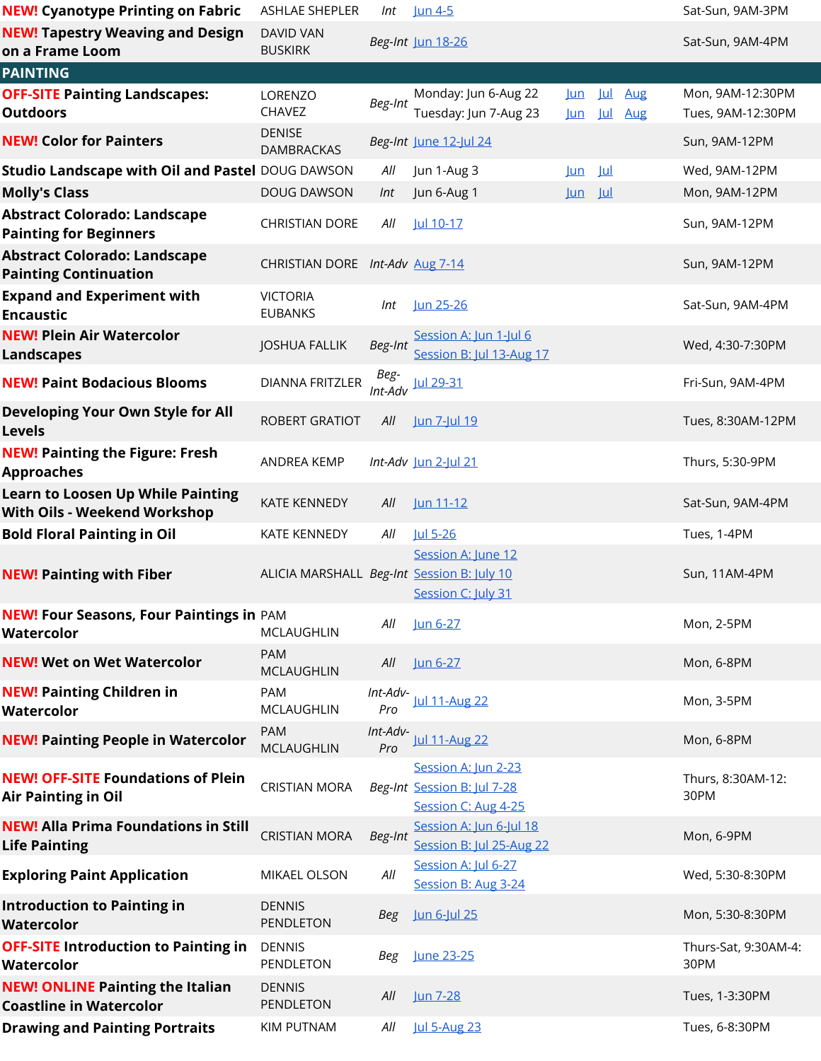| Class | Instructor | Level | Dates | | | | Schedule |
|---|---|---|---|---|---|---|---|
| **NEW! Cyanotype Printing on Fabric** | ASHLAE SHEPLER | *Int* | Jun 4-5 | | | | Sat-Sun, 9AM-3PM |
| **NEW! Tapestry Weaving and Design on a Frame Loom** | DAVID VAN BUSKIRK | *Beg-Int* | Jun 18-26 | | | | Sat-Sun, 9AM-4PM |
| **PAINTING** | | | | | | | |
| **OFF-SITE Painting Landscapes: Outdoors** | LORENZO CHAVEZ | *Beg-Int* | Monday: Jun 6-Aug 22<br>Tuesday: Jun 7-Aug 23 | Jun<br>Jun | Jul<br>Jul | Aug<br>Aug | Mon, 9AM-12:30PM<br>Tues, 9AM-12:30PM |
| **NEW! Color for Painters** | DENISE DAMBRACKAS | *Beg-Int* | June 12-Jul 24 | | | | Sun, 9AM-12PM |
| **Studio Landscape with Oil and Pastel** | DOUG DAWSON | *All* | Jun 1-Aug 3 | Jun | Jul | | Wed, 9AM-12PM |
| **Molly's Class** | DOUG DAWSON | *Int* | Jun 6-Aug 1 | Jun | Jul | | Mon, 9AM-12PM |
| **Abstract Colorado: Landscape Painting for Beginners** | CHRISTIAN DORE | *All* | Jul 10-17 | | | | Sun, 9AM-12PM |
| **Abstract Colorado: Landscape Painting Continuation** | CHRISTIAN DORE | *Int-Adv* | Aug 7-14 | | | | Sun, 9AM-12PM |
| **Expand and Experiment with Encaustic** | VICTORIA EUBANKS | *Int* | Jun 25-26 | | | | Sat-Sun, 9AM-4PM |
| **NEW! Plein Air Watercolor Landscapes** | JOSHUA FALLIK | *Beg-Int* | Session A: Jun 1-Jul 6<br>Session B: Jul 13-Aug 17 | | | | Wed, 4:30-7:30PM |
| **NEW! Paint Bodacious Blooms** | DIANNA FRITZLER | *Beg-Int-Adv* | Jul 29-31 | | | | Fri-Sun, 9AM-4PM |
| **Developing Your Own Style for All Levels** | ROBERT GRATIOT | *All* | Jun 7-Jul 19 | | | | Tues, 8:30AM-12PM |
| **NEW! Painting the Figure: Fresh Approaches** | ANDREA KEMP | *Int-Adv* | Jun 2-Jul 21 | | | | Thurs, 5:30-9PM |
| **Learn to Loosen Up While Painting With Oils - Weekend Workshop** | KATE KENNEDY | *All* | Jun 11-12 | | | | Sat-Sun, 9AM-4PM |
| **Bold Floral Painting in Oil** | KATE KENNEDY | *All* | Jul 5-26 | | | | Tues, 1-4PM |
| **NEW! Painting with Fiber** | ALICIA MARSHALL | *Beg-Int* | Session A: June 12<br>Session B: July 10<br>Session C: July 31 | | | | Sun, 11AM-4PM |
| **NEW! Four Seasons, Four Paintings in Watercolor** | PAM MCLAUGHLIN | *All* | Jun 6-27 | | | | Mon, 2-5PM |
| **NEW! Wet on Wet Watercolor** | PAM MCLAUGHLIN | *All* | Jun 6-27 | | | | Mon, 6-8PM |
| **NEW! Painting Children in Watercolor** | PAM MCLAUGHLIN | *Int-Adv-Pro* | Jul 11-Aug 22 | | | | Mon, 3-5PM |
| **NEW! Painting People in Watercolor** | PAM MCLAUGHLIN | *Int-Adv-Pro* | Jul 11-Aug 22 | | | | Mon, 6-8PM |
| **NEW! OFF-SITE Foundations of Plein Air Painting in Oil** | CRISTIAN MORA | *Beg-Int* | Session A: Jun 2-23<br>Session B: Jul 7-28<br>Session C: Aug 4-25 | | | | Thurs, 8:30AM-12:30PM |
| **NEW! Alla Prima Foundations in Still Life Painting** | CRISTIAN MORA | *Beg-Int* | Session A: Jun 6-Jul 18<br>Session B: Jul 25-Aug 22 | | | | Mon, 6-9PM |
| **Exploring Paint Application** | MIKAEL OLSON | *All* | Session A: Jul 6-27<br>Session B: Aug 3-24 | | | | Wed, 5:30-8:30PM |
| **Introduction to Painting in Watercolor** | DENNIS PENDLETON | *Beg* | Jun 6-Jul 25 | | | | Mon, 5:30-8:30PM |
| **OFF-SITE Introduction to Painting in Watercolor** | DENNIS PENDLETON | *Beg* | June 23-25 | | | | Thurs-Sat, 9:30AM-4:30PM |
| **NEW! ONLINE Painting the Italian Coastline in Watercolor** | DENNIS PENDLETON | *All* | Jun 7-28 | | | | Tues, 1-3:30PM |
| **Drawing and Painting Portraits** | KIM PUTNAM | *All* | Jul 5-Aug 23 | | | | Tues, 6-8:30PM |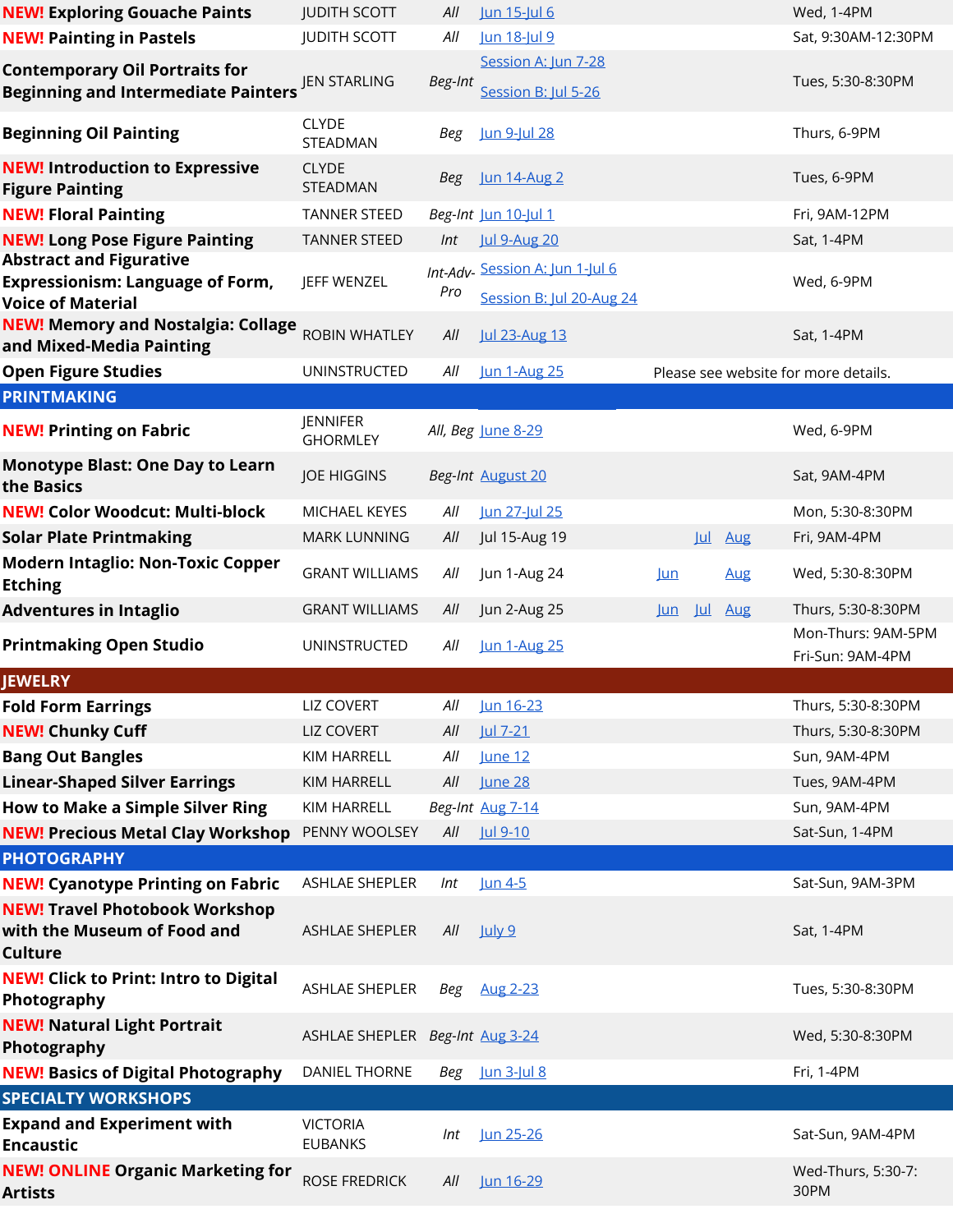| Class | Instructor | Level | Dates | | | | Schedule |
|---|---|---|---|---|---|---|---|
| **NEW! Exploring Gouache Paints** | JUDITH SCOTT | *All* | Jun 15-Jul 6 | | | | Wed, 1-4PM |
| **NEW! Painting in Pastels** | JUDITH SCOTT | *All* | Jun 18-Jul 9 | | | | Sat, 9:30AM-12:30PM |
| **Contemporary Oil Portraits for Beginning and Intermediate Painters** | JEN STARLING | *Beg-Int* | Session A: Jun 7-28<br>Session B: Jul 5-26 | | | | Tues, 5:30-8:30PM |
| **Beginning Oil Painting** | CLYDE STEADMAN | *Beg* | Jun 9-Jul 28 | | | | Thurs, 6-9PM |
| **NEW! Introduction to Expressive Figure Painting** | CLYDE STEADMAN | *Beg* | Jun 14-Aug 2 | | | | Tues, 6-9PM |
| **NEW! Floral Painting** | TANNER STEED | *Beg-Int* | Jun 10-Jul 1 | | | | Fri, 9AM-12PM |
| **NEW! Long Pose Figure Painting** | TANNER STEED | *Int* | Jul 9-Aug 20 | | | | Sat, 1-4PM |
| **Abstract and Figurative Expressionism: Language of Form, Voice of Material** | JEFF WENZEL | *Int-Adv-Pro* | Session A: Jun 1-Jul 6<br>Session B: Jul 20-Aug 24 | | | | Wed, 6-9PM |
| **NEW! Memory and Nostalgia: Collage and Mixed-Media Painting** | ROBIN WHATLEY | *All* | Jul 23-Aug 13 | | | | Sat, 1-4PM |
| **Open Figure Studies** | UNINSTRUCTED | *All* | Jun 1-Aug 25 | Please see website for more details. | | | |
| **PRINTMAKING** | | | | | | | |
| **NEW! Printing on Fabric** | JENNIFER GHORMLEY | *All, Beg* | June 8-29 | | | | Wed, 6-9PM |
| **Monotype Blast: One Day to Learn the Basics** | JOE HIGGINS | *Beg-Int* | August 20 | | | | Sat, 9AM-4PM |
| **NEW! Color Woodcut: Multi-block** | MICHAEL KEYES | *All* | Jun 27-Jul 25 | | | | Mon, 5:30-8:30PM |
| **Solar Plate Printmaking** | MARK LUNNING | *All* | Jul 15-Aug 19 | | Jul | Aug | Fri, 9AM-4PM |
| **Modern Intaglio: Non-Toxic Copper Etching** | GRANT WILLIAMS | *All* | Jun 1-Aug 24 | Jun | | Aug | Wed, 5:30-8:30PM |
| **Adventures in Intaglio** | GRANT WILLIAMS | *All* | Jun 2-Aug 25 | Jun | Jul | Aug | Thurs, 5:30-8:30PM |
| **Printmaking Open Studio** | UNINSTRUCTED | *All* | Jun 1-Aug 25 | | | | Mon-Thurs: 9AM-5PM<br>Fri-Sun: 9AM-4PM |
| **JEWELRY** | | | | | | | |
| **Fold Form Earrings** | LIZ COVERT | *All* | Jun 16-23 | | | | Thurs, 5:30-8:30PM |
| **NEW! Chunky Cuff** | LIZ COVERT | *All* | Jul 7-21 | | | | Thurs, 5:30-8:30PM |
| **Bang Out Bangles** | KIM HARRELL | *All* | June 12 | | | | Sun, 9AM-4PM |
| **Linear-Shaped Silver Earrings** | KIM HARRELL | *All* | June 28 | | | | Tues, 9AM-4PM |
| **How to Make a Simple Silver Ring** | KIM HARRELL | *Beg-Int* | Aug 7-14 | | | | Sun, 9AM-4PM |
| **NEW! Precious Metal Clay Workshop** | PENNY WOOLSEY | *All* | Jul 9-10 | | | | Sat-Sun, 1-4PM |
| **PHOTOGRAPHY** | | | | | | | |
| **NEW! Cyanotype Printing on Fabric** | ASHLAE SHEPLER | *Int* | Jun 4-5 | | | | Sat-Sun, 9AM-3PM |
| **NEW! Travel Photobook Workshop with the Museum of Food and Culture** | ASHLAE SHEPLER | *All* | July 9 | | | | Sat, 1-4PM |
| **NEW! Click to Print: Intro to Digital Photography** | ASHLAE SHEPLER | *Beg* | Aug 2-23 | | | | Tues, 5:30-8:30PM |
| **NEW! Natural Light Portrait Photography** | ASHLAE SHEPLER | *Beg-Int* | Aug 3-24 | | | | Wed, 5:30-8:30PM |
| **NEW! Basics of Digital Photography** | DANIEL THORNE | *Beg* | Jun 3-Jul 8 | | | | Fri, 1-4PM |
| **SPECIALTY WORKSHOPS** | | | | | | | |
| **Expand and Experiment with Encaustic** | VICTORIA EUBANKS | *Int* | Jun 25-26 | | | | Sat-Sun, 9AM-4PM |
| **NEW! ONLINE Organic Marketing for Artists** | ROSE FREDRICK | *All* | Jun 16-29 | | | | Wed-Thurs, 5:30-7:30PM |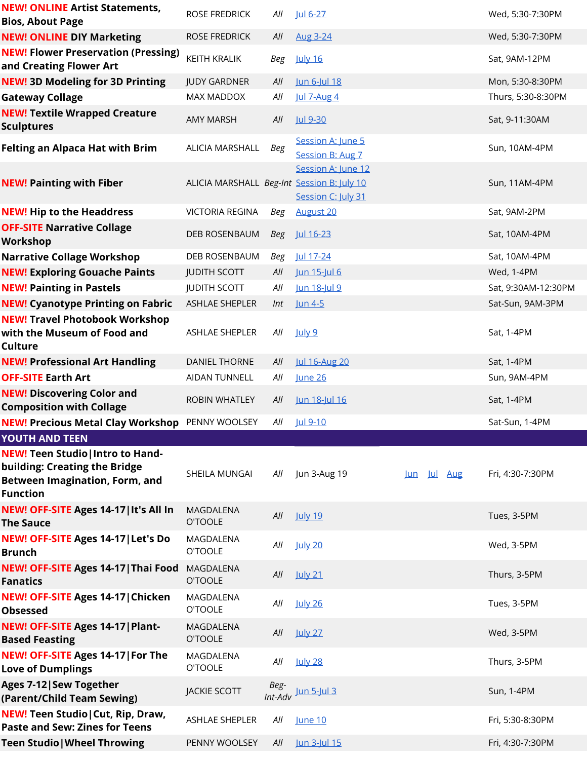| | | | | | |
|---|---|---|---|---|---|
| **NEW! ONLINE Artist Statements, Bios, About Page** | ROSE FREDRICK | *All* | Jul 6-27 | | Wed, 5:30-7:30PM |
| **NEW! ONLINE DIY Marketing** | ROSE FREDRICK | *All* | Aug 3-24 | | Wed, 5:30-7:30PM |
| **NEW! Flower Preservation (Pressing) and Creating Flower Art** | KEITH KRALIK | *Beg* | July 16 | | Sat, 9AM-12PM |
| **NEW! 3D Modeling for 3D Printing** | JUDY GARDNER | *All* | Jun 6-Jul 18 | | Mon, 5:30-8:30PM |
| **Gateway Collage** | MAX MADDOX | *All* | Jul 7-Aug 4 | | Thurs, 5:30-8:30PM |
| **NEW! Textile Wrapped Creature Sculptures** | AMY MARSH | *All* | Jul 9-30 | | Sat, 9-11:30AM |
| **Felting an Alpaca Hat with Brim** | ALICIA MARSHALL | *Beg* | Session A: June 5<br>Session B: Aug 7 | | Sun, 10AM-4PM |
| **NEW! Painting with Fiber** | ALICIA MARSHALL | *Beg-Int* | Session A: June 12<br>Session B: July 10<br>Session C: July 31 | | Sun, 11AM-4PM |
| **NEW! Hip to the Headdress** | VICTORIA REGINA | *Beg* | August 20 | | Sat, 9AM-2PM |
| **OFF-SITE Narrative Collage Workshop** | DEB ROSENBAUM | *Beg* | Jul 16-23 | | Sat, 10AM-4PM |
| **Narrative Collage Workshop** | DEB ROSENBAUM | *Beg* | Jul 17-24 | | Sat, 10AM-4PM |
| **NEW! Exploring Gouache Paints** | JUDITH SCOTT | *All* | Jun 15-Jul 6 | | Wed, 1-4PM |
| **NEW! Painting in Pastels** | JUDITH SCOTT | *All* | Jun 18-Jul 9 | | Sat, 9:30AM-12:30PM |
| **NEW! Cyanotype Printing on Fabric** | ASHLAE SHEPLER | *Int* | Jun 4-5 | | Sat-Sun, 9AM-3PM |
| **NEW! Travel Photobook Workshop with the Museum of Food and Culture** | ASHLAE SHEPLER | *All* | July 9 | | Sat, 1-4PM |
| **NEW! Professional Art Handling** | DANIEL THORNE | *All* | Jul 16-Aug 20 | | Sat, 1-4PM |
| **OFF-SITE Earth Art** | AIDAN TUNNELL | *All* | June 26 | | Sun, 9AM-4PM |
| **NEW! Discovering Color and Composition with Collage** | ROBIN WHATLEY | *All* | Jun 18-Jul 16 | | Sat, 1-4PM |
| **NEW! Precious Metal Clay Workshop** | PENNY WOOLSEY | *All* | Jul 9-10 | | Sat-Sun, 1-4PM |
| **YOUTH AND TEEN** | | | | | |
| **NEW! Teen Studio \| Intro to Hand-building: Creating the Bridge Between Imagination, Form, and Function** | SHEILA MUNGAI | *All* | Jun 3-Aug 19 | Jun Jul Aug | Fri, 4:30-7:30PM |
| **NEW! OFF-SITE Ages 14-17 \| It's All In The Sauce** | MAGDALENA O'TOOLE | *All* | July 19 | | Tues, 3-5PM |
| **NEW! OFF-SITE Ages 14-17 \| Let's Do Brunch** | MAGDALENA O'TOOLE | *All* | July 20 | | Wed, 3-5PM |
| **NEW! OFF-SITE Ages 14-17 \| Thai Food Fanatics** | MAGDALENA O'TOOLE | *All* | July 21 | | Thurs, 3-5PM |
| **NEW! OFF-SITE Ages 14-17 \| Chicken Obsessed** | MAGDALENA O'TOOLE | *All* | July 26 | | Tues, 3-5PM |
| **NEW! OFF-SITE Ages 14-17 \| Plant-Based Feasting** | MAGDALENA O'TOOLE | *All* | July 27 | | Wed, 3-5PM |
| **NEW! OFF-SITE Ages 14-17 \| For The Love of Dumplings** | MAGDALENA O'TOOLE | *All* | July 28 | | Thurs, 3-5PM |
| **Ages 7-12 \| Sew Together (Parent/Child Team Sewing)** | JACKIE SCOTT | *Beg-Int-Adv* | Jun 5-Jul 3 | | Sun, 1-4PM |
| **NEW! Teen Studio \| Cut, Rip, Draw, Paste and Sew: Zines for Teens** | ASHLAE SHEPLER | *All* | June 10 | | Fri, 5:30-8:30PM |
| **Teen Studio \| Wheel Throwing** | PENNY WOOLSEY | *All* | Jun 3-Jul 15 | | Fri, 4:30-7:30PM |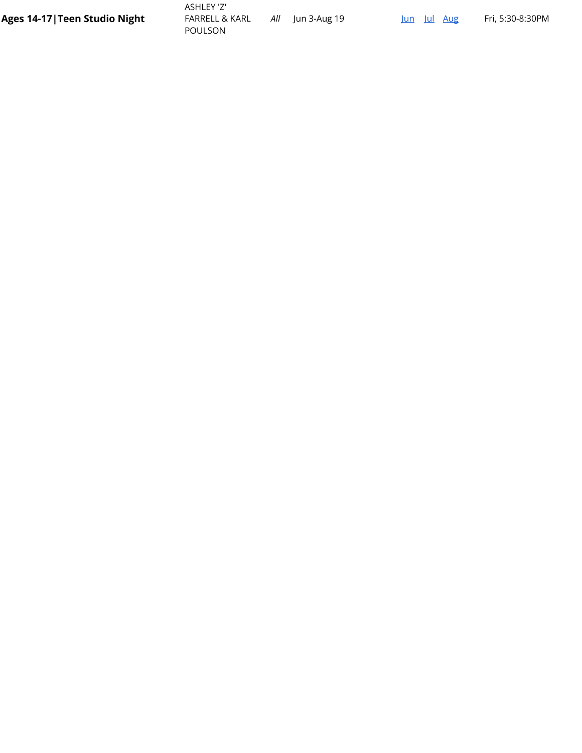| | | | | | |
|---|---|---|---|---|---|
| **Ages 14-17\|Teen Studio Night** | ASHLEY 'Z' FARRELL & KARL POULSON | *All* | Jun 3-Aug 19 | Jun Jul Aug | Fri, 5:30-8:30PM |